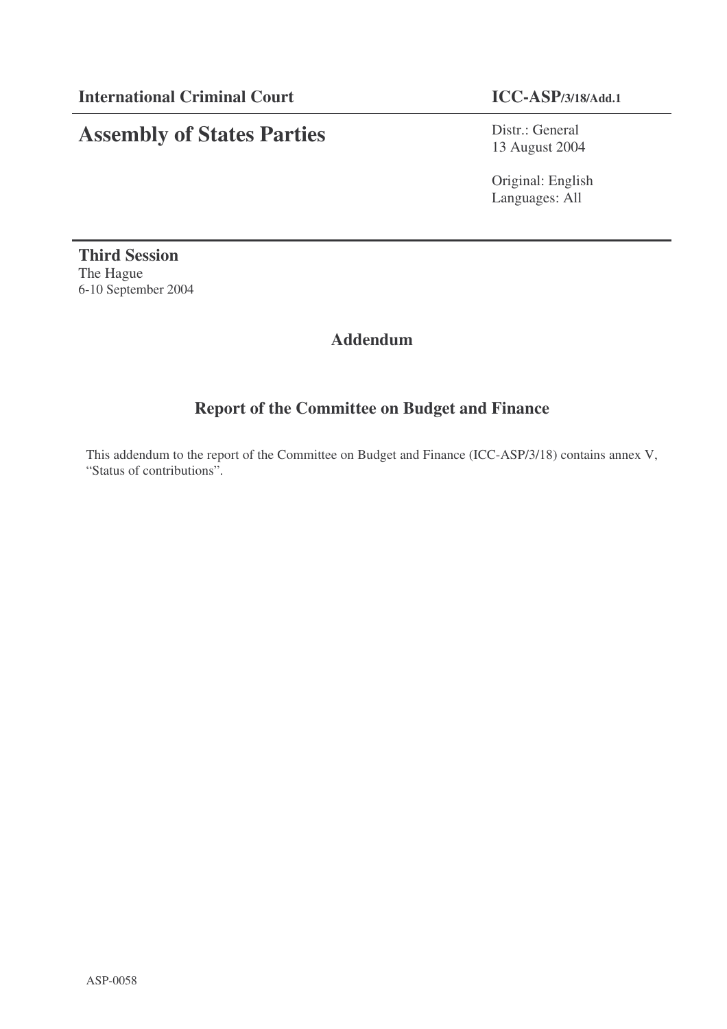**International Criminal Court** | **ICC-ASP/3/18/Add.1**

# Assembly of States Parties

Distr.: General
13 August 2004

Original: English
Languages: All

**Third Session**
The Hague
6-10 September 2004

## Addendum

## Report of the Committee on Budget and Finance

This addendum to the report of the Committee on Budget and Finance (ICC-ASP/3/18) contains annex V, “Status of contributions”.

ASP-0058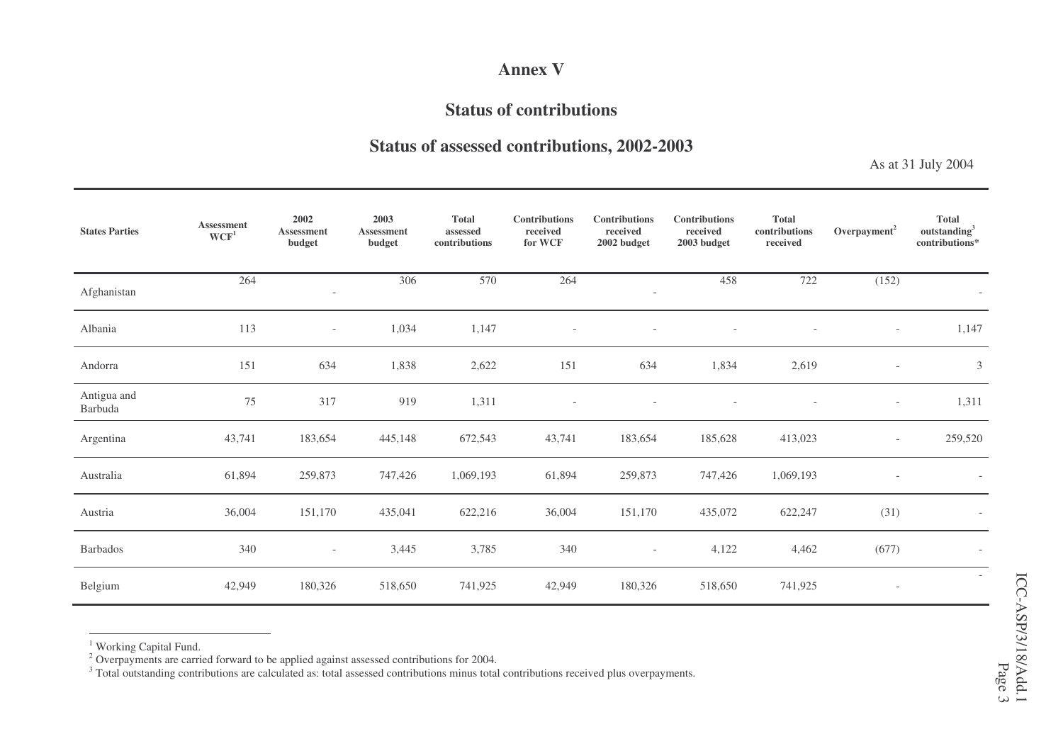# Annex V

## Status of contributions

### Status of assessed contributions, 2002-2003

As at 31 July 2004

| States Parties | Assessment WCF[1] | 2002 Assessment budget | 2003 Assessment budget | Total assessed contributions | Contributions received for WCF | Contributions received 2002 budget | Contributions received 2003 budget | Total contributions received | Overpayment[2] | Total outstanding[3] contributions* |
|---|---|---|---|---|---|---|---|---|---|---|
| Afghanistan | 264 | - | 306 | 570 | 264 | - | 458 | 722 | (152) | - |
| Albania | 113 | - | 1,034 | 1,147 | - | - | - | - | - | 1,147 |
| Andorra | 151 | 634 | 1,838 | 2,622 | 151 | 634 | 1,834 | 2,619 | - | 3 |
| Antigua and Barbuda | 75 | 317 | 919 | 1,311 | - | - | - | - | - | 1,311 |
| Argentina | 43,741 | 183,654 | 445,148 | 672,543 | 43,741 | 183,654 | 185,628 | 413,023 | - | 259,520 |
| Australia | 61,894 | 259,873 | 747,426 | 1,069,193 | 61,894 | 259,873 | 747,426 | 1,069,193 | - | - |
| Austria | 36,004 | 151,170 | 435,041 | 622,216 | 36,004 | 151,170 | 435,072 | 622,247 | (31) | - |
| Barbados | 340 | - | 3,445 | 3,785 | 340 | - | 4,122 | 4,462 | (677) | - |
| Belgium | 42,949 | 180,326 | 518,650 | 741,925 | 42,949 | 180,326 | 518,650 | 741,925 | - | - |

[1] Working Capital Fund.

[2] Overpayments are carried forward to be applied against assessed contributions for 2004.

[3] Total outstanding contributions are calculated as: total assessed contributions minus total contributions received plus overpayments.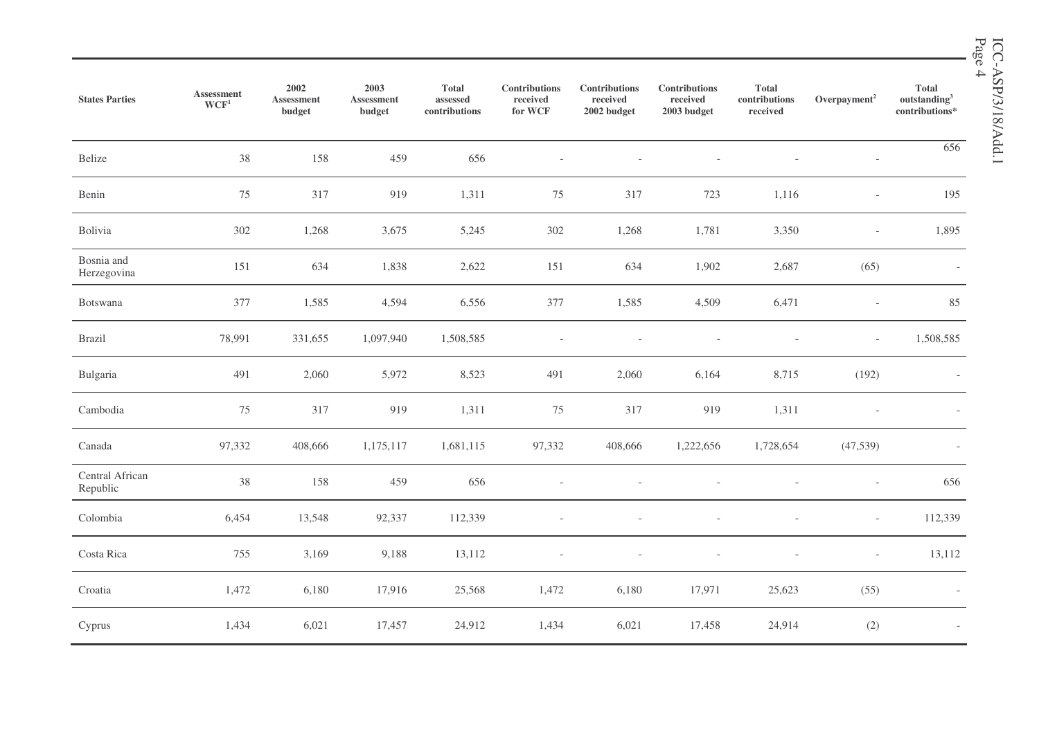| States Parties | Assessment WCF[1] | 2002 Assessment budget | 2003 Assessment budget | Total assessed contributions | Contributions received for WCF | Contributions received 2002 budget | Contributions received 2003 budget | Total contributions received | Overpayment[2] | Total outstanding[3] contributions* |
|---|---|---|---|---|---|---|---|---|---|---|
| Belize | 38 | 158 | 459 | 656 | - | - | - | - | - | 656 |
| Benin | 75 | 317 | 919 | 1,311 | 75 | 317 | 723 | 1,116 | - | 195 |
| Bolivia | 302 | 1,268 | 3,675 | 5,245 | 302 | 1,268 | 1,781 | 3,350 | - | 1,895 |
| Bosnia and Herzegovina | 151 | 634 | 1,838 | 2,622 | 151 | 634 | 1,902 | 2,687 | (65) | - |
| Botswana | 377 | 1,585 | 4,594 | 6,556 | 377 | 1,585 | 4,509 | 6,471 | - | 85 |
| Brazil | 78,991 | 331,655 | 1,097,940 | 1,508,585 | - | - | - | - | - | 1,508,585 |
| Bulgaria | 491 | 2,060 | 5,972 | 8,523 | 491 | 2,060 | 6,164 | 8,715 | (192) | - |
| Cambodia | 75 | 317 | 919 | 1,311 | 75 | 317 | 919 | 1,311 | - | - |
| Canada | 97,332 | 408,666 | 1,175,117 | 1,681,115 | 97,332 | 408,666 | 1,222,656 | 1,728,654 | (47,539) | - |
| Central African Republic | 38 | 158 | 459 | 656 | - | - | - | - | - | 656 |
| Colombia | 6,454 | 13,548 | 92,337 | 112,339 | - | - | - | - | - | 112,339 |
| Costa Rica | 755 | 3,169 | 9,188 | 13,112 | - | - | - | - | - | 13,112 |
| Croatia | 1,472 | 6,180 | 17,916 | 25,568 | 1,472 | 6,180 | 17,971 | 25,623 | (55) | - |
| Cyprus | 1,434 | 6,021 | 17,457 | 24,912 | 1,434 | 6,021 | 17,458 | 24,914 | (2) | - |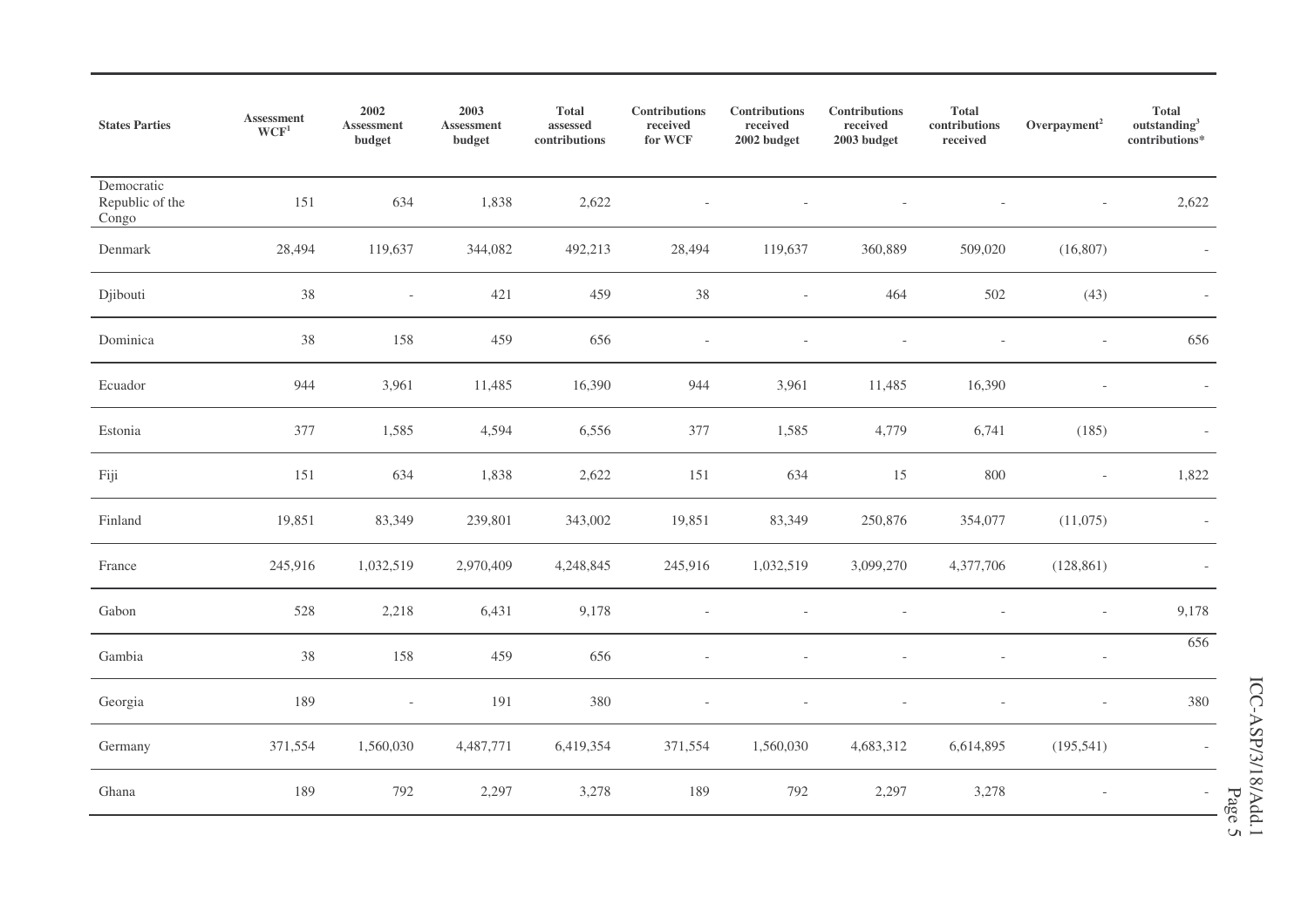| States Parties | Assessment WCF[1] | 2002 Assessment budget | 2003 Assessment budget | Total assessed contributions | Contributions received for WCF | Contributions received 2002 budget | Contributions received 2003 budget | Total contributions received | Overpayment[2] | Total outstanding[3] contributions* |
|---|---|---|---|---|---|---|---|---|---|---|
| Democratic Republic of the Congo | 151 | 634 | 1,838 | 2,622 | - | - | - | - | - | 2,622 |
| Denmark | 28,494 | 119,637 | 344,082 | 492,213 | 28,494 | 119,637 | 360,889 | 509,020 | (16,807) | - |
| Djibouti | 38 | - | 421 | 459 | 38 | - | 464 | 502 | (43) | - |
| Dominica | 38 | 158 | 459 | 656 | - | - | - | - | - | 656 |
| Ecuador | 944 | 3,961 | 11,485 | 16,390 | 944 | 3,961 | 11,485 | 16,390 | - | - |
| Estonia | 377 | 1,585 | 4,594 | 6,556 | 377 | 1,585 | 4,779 | 6,741 | (185) | - |
| Fiji | 151 | 634 | 1,838 | 2,622 | 151 | 634 | 15 | 800 | - | 1,822 |
| Finland | 19,851 | 83,349 | 239,801 | 343,002 | 19,851 | 83,349 | 250,876 | 354,077 | (11,075) | - |
| France | 245,916 | 1,032,519 | 2,970,409 | 4,248,845 | 245,916 | 1,032,519 | 3,099,270 | 4,377,706 | (128,861) | - |
| Gabon | 528 | 2,218 | 6,431 | 9,178 | - | - | - | - | - | 9,178 |
| Gambia | 38 | 158 | 459 | 656 | - | - | - | - | - | 656 |
| Georgia | 189 | - | 191 | 380 | - | - | - | - | - | 380 |
| Germany | 371,554 | 1,560,030 | 4,487,771 | 6,419,354 | 371,554 | 1,560,030 | 4,683,312 | 6,614,895 | (195,541) | - |
| Ghana | 189 | 792 | 2,297 | 3,278 | 189 | 792 | 2,297 | 3,278 | - | - |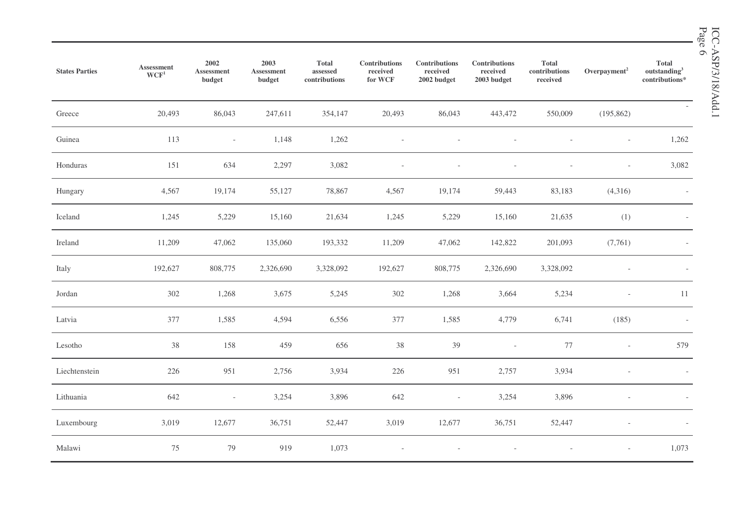| States Parties | Assessment WCF[1] | 2002 Assessment budget | 2003 Assessment budget | Total assessed contributions | Contributions received for WCF | Contributions received 2002 budget | Contributions received 2003 budget | Total contributions received | Overpayment[2] | Total outstanding[3] contributions* |
|---|---|---|---|---|---|---|---|---|---|---|
| Greece | 20,493 | 86,043 | 247,611 | 354,147 | 20,493 | 86,043 | 443,472 | 550,009 | (195,862) | - |
| Guinea | 113 | - | 1,148 | 1,262 | - | - | - | - | - | 1,262 |
| Honduras | 151 | 634 | 2,297 | 3,082 | - | - | - | - | - | 3,082 |
| Hungary | 4,567 | 19,174 | 55,127 | 78,867 | 4,567 | 19,174 | 59,443 | 83,183 | (4,316) | - |
| Iceland | 1,245 | 5,229 | 15,160 | 21,634 | 1,245 | 5,229 | 15,160 | 21,635 | (1) | - |
| Ireland | 11,209 | 47,062 | 135,060 | 193,332 | 11,209 | 47,062 | 142,822 | 201,093 | (7,761) | - |
| Italy | 192,627 | 808,775 | 2,326,690 | 3,328,092 | 192,627 | 808,775 | 2,326,690 | 3,328,092 | - | - |
| Jordan | 302 | 1,268 | 3,675 | 5,245 | 302 | 1,268 | 3,664 | 5,234 | - | 11 |
| Latvia | 377 | 1,585 | 4,594 | 6,556 | 377 | 1,585 | 4,779 | 6,741 | (185) | - |
| Lesotho | 38 | 158 | 459 | 656 | 38 | 39 | - | 77 | - | 579 |
| Liechtenstein | 226 | 951 | 2,756 | 3,934 | 226 | 951 | 2,757 | 3,934 | - | - |
| Lithuania | 642 | - | 3,254 | 3,896 | 642 | - | 3,254 | 3,896 | - | - |
| Luxembourg | 3,019 | 12,677 | 36,751 | 52,447 | 3,019 | 12,677 | 36,751 | 52,447 | - | - |
| Malawi | 75 | 79 | 919 | 1,073 | - | - | - | - | - | 1,073 |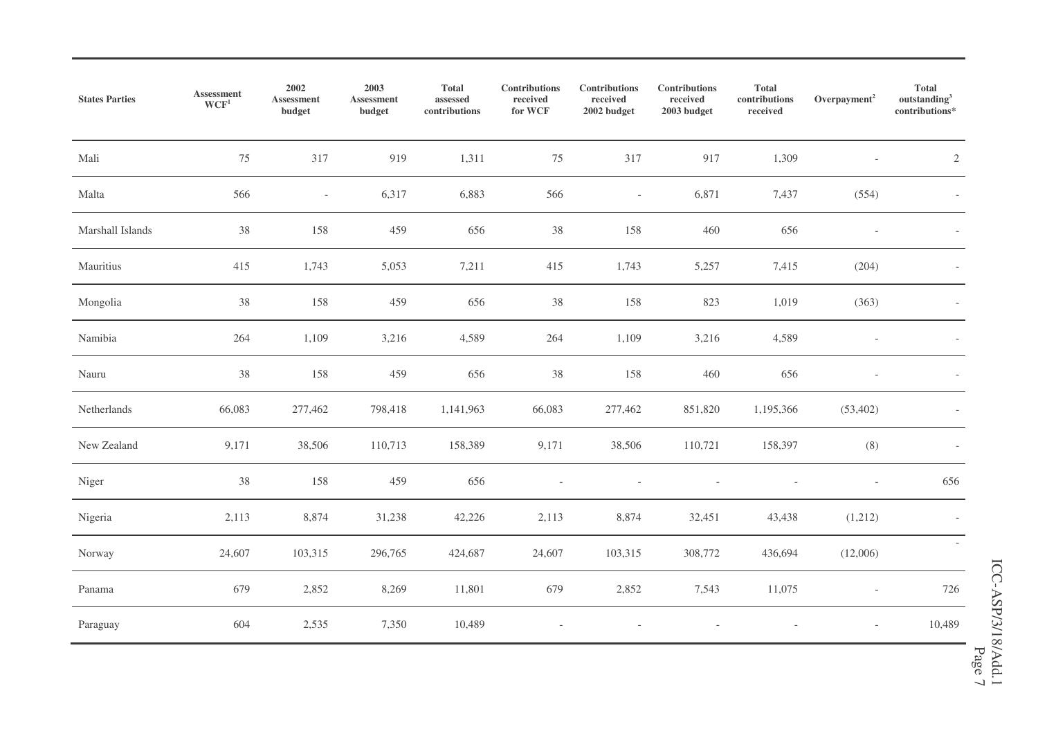| States Parties | Assessment WCF[1] | 2002 Assessment budget | 2003 Assessment budget | Total assessed contributions | Contributions received for WCF | Contributions received 2002 budget | Contributions received 2003 budget | Total contributions received | Overpayment[2] | Total outstanding[3] contributions* |
|---|---|---|---|---|---|---|---|---|---|---|
| Mali | 75 | 317 | 919 | 1,311 | 75 | 317 | 917 | 1,309 | - | 2 |
| Malta | 566 | - | 6,317 | 6,883 | 566 | - | 6,871 | 7,437 | (554) | - |
| Marshall Islands | 38 | 158 | 459 | 656 | 38 | 158 | 460 | 656 | - | - |
| Mauritius | 415 | 1,743 | 5,053 | 7,211 | 415 | 1,743 | 5,257 | 7,415 | (204) | - |
| Mongolia | 38 | 158 | 459 | 656 | 38 | 158 | 823 | 1,019 | (363) | - |
| Namibia | 264 | 1,109 | 3,216 | 4,589 | 264 | 1,109 | 3,216 | 4,589 | - | - |
| Nauru | 38 | 158 | 459 | 656 | 38 | 158 | 460 | 656 | - | - |
| Netherlands | 66,083 | 277,462 | 798,418 | 1,141,963 | 66,083 | 277,462 | 851,820 | 1,195,366 | (53,402) | - |
| New Zealand | 9,171 | 38,506 | 110,713 | 158,389 | 9,171 | 38,506 | 110,721 | 158,397 | (8) | - |
| Niger | 38 | 158 | 459 | 656 | - | - | - | - | - | 656 |
| Nigeria | 2,113 | 8,874 | 31,238 | 42,226 | 2,113 | 8,874 | 32,451 | 43,438 | (1,212) | - |
| Norway | 24,607 | 103,315 | 296,765 | 424,687 | 24,607 | 103,315 | 308,772 | 436,694 | (12,006) | - |
| Panama | 679 | 2,852 | 8,269 | 11,801 | 679 | 2,852 | 7,543 | 11,075 | - | 726 |
| Paraguay | 604 | 2,535 | 7,350 | 10,489 | - | - | - | - | - | 10,489 |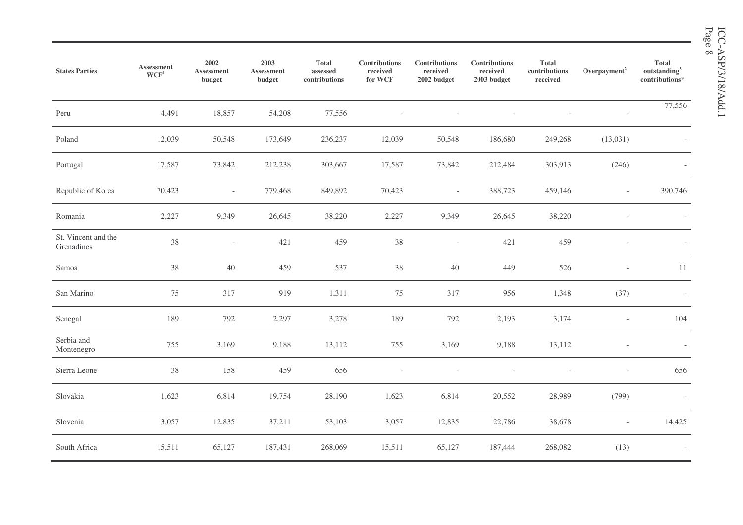| States Parties | Assessment WCF[1] | 2002 Assessment budget | 2003 Assessment budget | Total assessed contributions | Contributions received for WCF | Contributions received 2002 budget | Contributions received 2003 budget | Total contributions received | Overpayment[2] | Total outstanding[3] contributions* |
|---|---|---|---|---|---|---|---|---|---|---|
| Peru | 4,491 | 18,857 | 54,208 | 77,556 | - | - | - | - | - | 77,556 |
| Poland | 12,039 | 50,548 | 173,649 | 236,237 | 12,039 | 50,548 | 186,680 | 249,268 | (13,031) | - |
| Portugal | 17,587 | 73,842 | 212,238 | 303,667 | 17,587 | 73,842 | 212,484 | 303,913 | (246) | - |
| Republic of Korea | 70,423 | - | 779,468 | 849,892 | 70,423 | - | 388,723 | 459,146 | - | 390,746 |
| Romania | 2,227 | 9,349 | 26,645 | 38,220 | 2,227 | 9,349 | 26,645 | 38,220 | - | - |
| St. Vincent and the Grenadines | 38 | - | 421 | 459 | 38 | - | 421 | 459 | - | - |
| Samoa | 38 | 40 | 459 | 537 | 38 | 40 | 449 | 526 | - | 11 |
| San Marino | 75 | 317 | 919 | 1,311 | 75 | 317 | 956 | 1,348 | (37) | - |
| Senegal | 189 | 792 | 2,297 | 3,278 | 189 | 792 | 2,193 | 3,174 | - | 104 |
| Serbia and Montenegro | 755 | 3,169 | 9,188 | 13,112 | 755 | 3,169 | 9,188 | 13,112 | - | - |
| Sierra Leone | 38 | 158 | 459 | 656 | - | - | - | - | - | 656 |
| Slovakia | 1,623 | 6,814 | 19,754 | 28,190 | 1,623 | 6,814 | 20,552 | 28,989 | (799) | - |
| Slovenia | 3,057 | 12,835 | 37,211 | 53,103 | 3,057 | 12,835 | 22,786 | 38,678 | - | 14,425 |
| South Africa | 15,511 | 65,127 | 187,431 | 268,069 | 15,511 | 65,127 | 187,444 | 268,082 | (13) | - |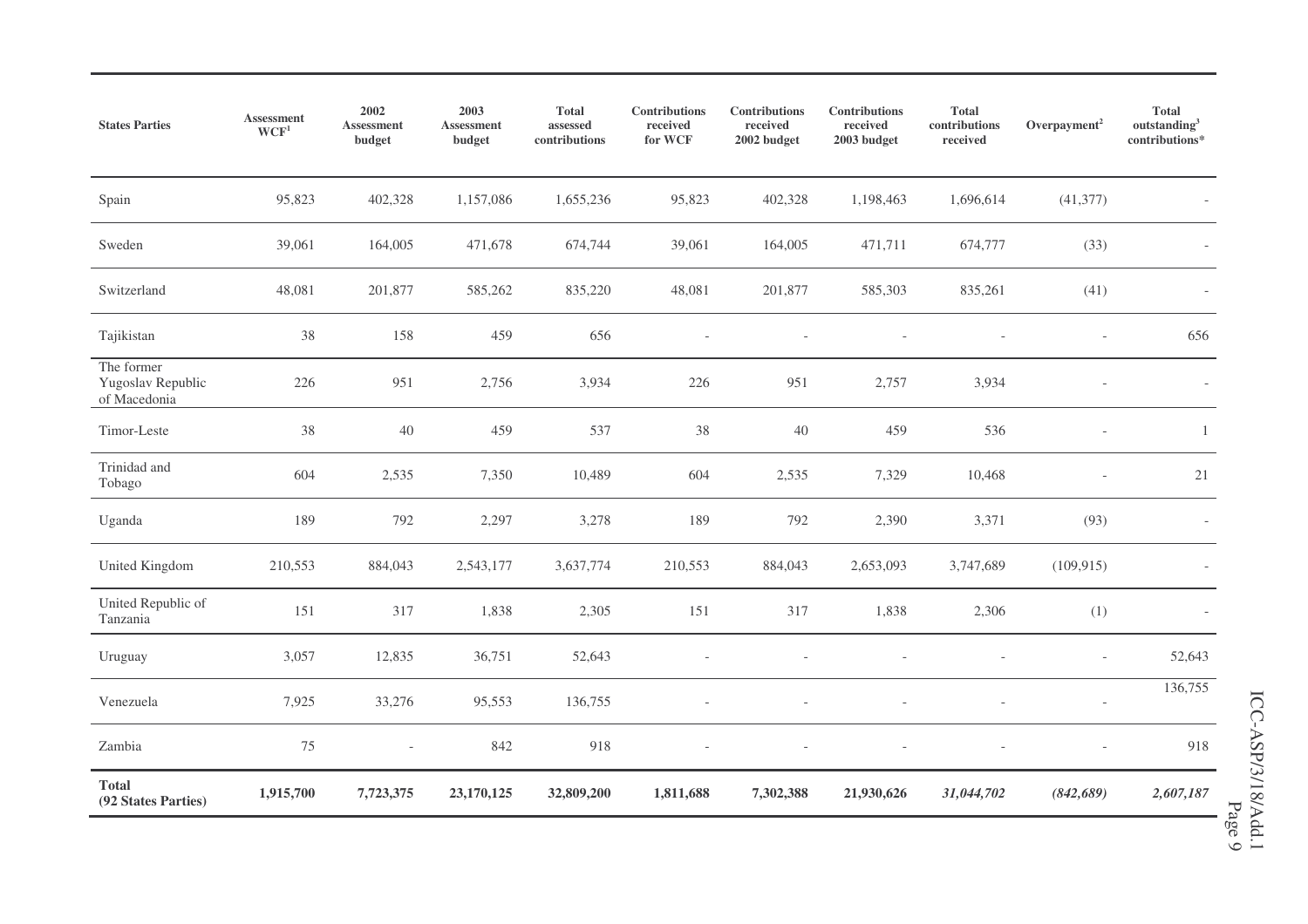| States Parties | Assessment WCF[1] | 2002 Assessment budget | 2003 Assessment budget | Total assessed contributions | Contributions received for WCF | Contributions received 2002 budget | Contributions received 2003 budget | Total contributions received | Overpayment[2] | Total outstanding[3] contributions* |
|---|---|---|---|---|---|---|---|---|---|---|
| Spain | 95,823 | 402,328 | 1,157,086 | 1,655,236 | 95,823 | 402,328 | 1,198,463 | 1,696,614 | (41,377) | - |
| Sweden | 39,061 | 164,005 | 471,678 | 674,744 | 39,061 | 164,005 | 471,711 | 674,777 | (33) | - |
| Switzerland | 48,081 | 201,877 | 585,262 | 835,220 | 48,081 | 201,877 | 585,303 | 835,261 | (41) | - |
| Tajikistan | 38 | 158 | 459 | 656 | - | - | - | - | - | 656 |
| The former Yugoslav Republic of Macedonia | 226 | 951 | 2,756 | 3,934 | 226 | 951 | 2,757 | 3,934 | - | - |
| Timor-Leste | 38 | 40 | 459 | 537 | 38 | 40 | 459 | 536 | - | 1 |
| Trinidad and Tobago | 604 | 2,535 | 7,350 | 10,489 | 604 | 2,535 | 7,329 | 10,468 | - | 21 |
| Uganda | 189 | 792 | 2,297 | 3,278 | 189 | 792 | 2,390 | 3,371 | (93) | - |
| United Kingdom | 210,553 | 884,043 | 2,543,177 | 3,637,774 | 210,553 | 884,043 | 2,653,093 | 3,747,689 | (109,915) | - |
| United Republic of Tanzania | 151 | 317 | 1,838 | 2,305 | 151 | 317 | 1,838 | 2,306 | (1) | - |
| Uruguay | 3,057 | 12,835 | 36,751 | 52,643 | - | - | - | - | - | 52,643 |
| Venezuela | 7,925 | 33,276 | 95,553 | 136,755 | - | - | - | - | - | 136,755 |
| Zambia | 75 | - | 842 | 918 | - | - | - | - | - | 918 |
| **Total (92 States Parties)** | **1,915,700** | **7,723,375** | **23,170,125** | **32,809,200** | **1,811,688** | **7,302,388** | **21,930,626** | ***31,044,702*** | ***(842,689)*** | ***2,607,187*** |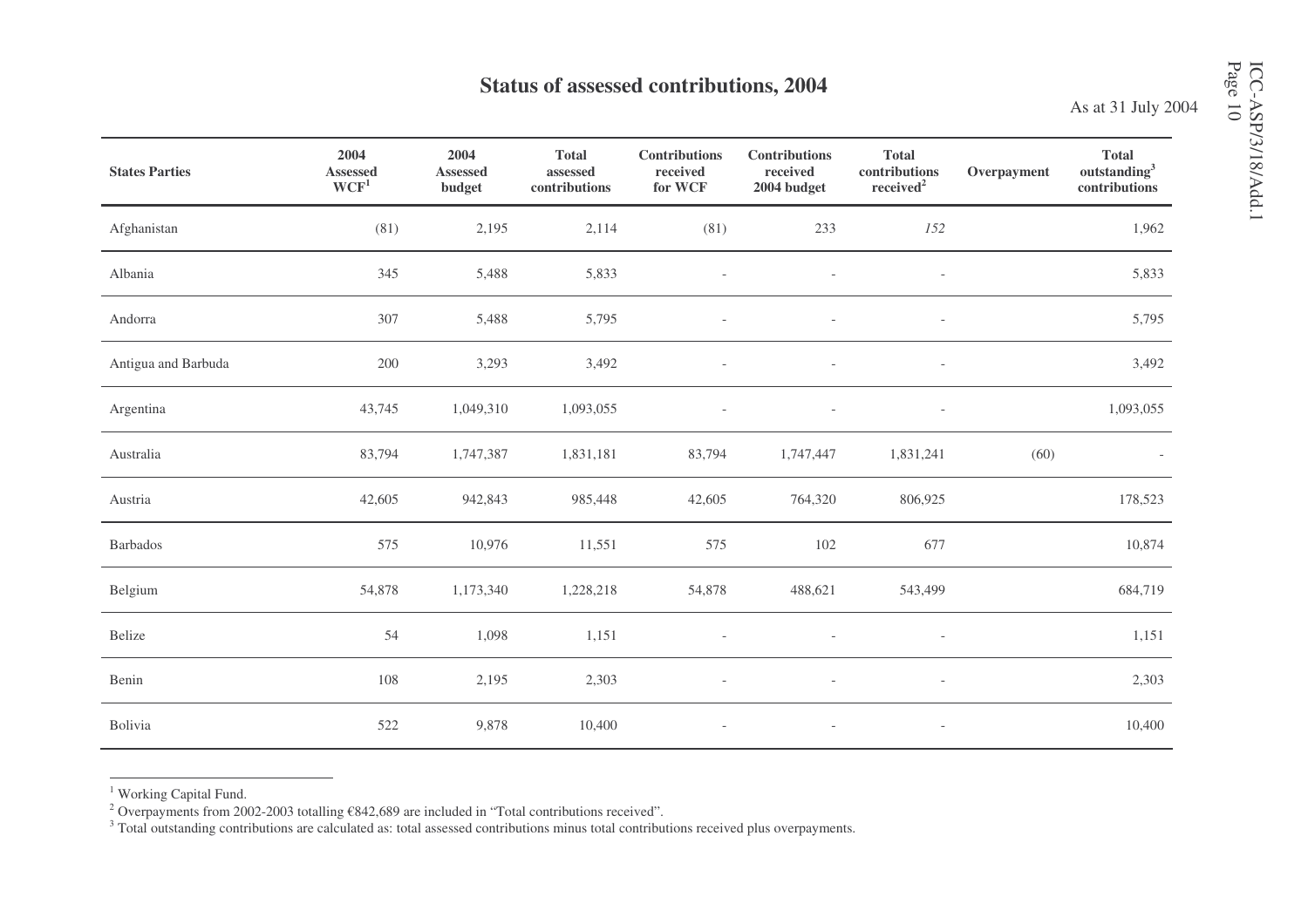# Status of assessed contributions, 2004

As at 31 July 2004

| States Parties | 2004 Assessed WCF[1] | 2004 Assessed budget | Total assessed contributions | Contributions received for WCF | Contributions received 2004 budget | Total contributions received[2] | Overpayment | Total outstanding[3] contributions |
|---|---|---|---|---|---|---|---|---|
| Afghanistan | (81) | 2,195 | 2,114 | (81) | 233 | *152* | | 1,962 |
| Albania | 345 | 5,488 | 5,833 | - | - | - | | 5,833 |
| Andorra | 307 | 5,488 | 5,795 | - | - | - | | 5,795 |
| Antigua and Barbuda | 200 | 3,293 | 3,492 | - | - | - | | 3,492 |
| Argentina | 43,745 | 1,049,310 | 1,093,055 | - | - | - | | 1,093,055 |
| Australia | 83,794 | 1,747,387 | 1,831,181 | 83,794 | 1,747,447 | 1,831,241 | (60) | - |
| Austria | 42,605 | 942,843 | 985,448 | 42,605 | 764,320 | 806,925 | | 178,523 |
| Barbados | 575 | 10,976 | 11,551 | 575 | 102 | 677 | | 10,874 |
| Belgium | 54,878 | 1,173,340 | 1,228,218 | 54,878 | 488,621 | 543,499 | | 684,719 |
| Belize | 54 | 1,098 | 1,151 | - | - | - | | 1,151 |
| Benin | 108 | 2,195 | 2,303 | - | - | - | | 2,303 |
| Bolivia | 522 | 9,878 | 10,400 | - | - | - | | 10,400 |

[1] Working Capital Fund.
[2] Overpayments from 2002-2003 totalling €842,689 are included in "Total contributions received".
[3] Total outstanding contributions are calculated as: total assessed contributions minus total contributions received plus overpayments.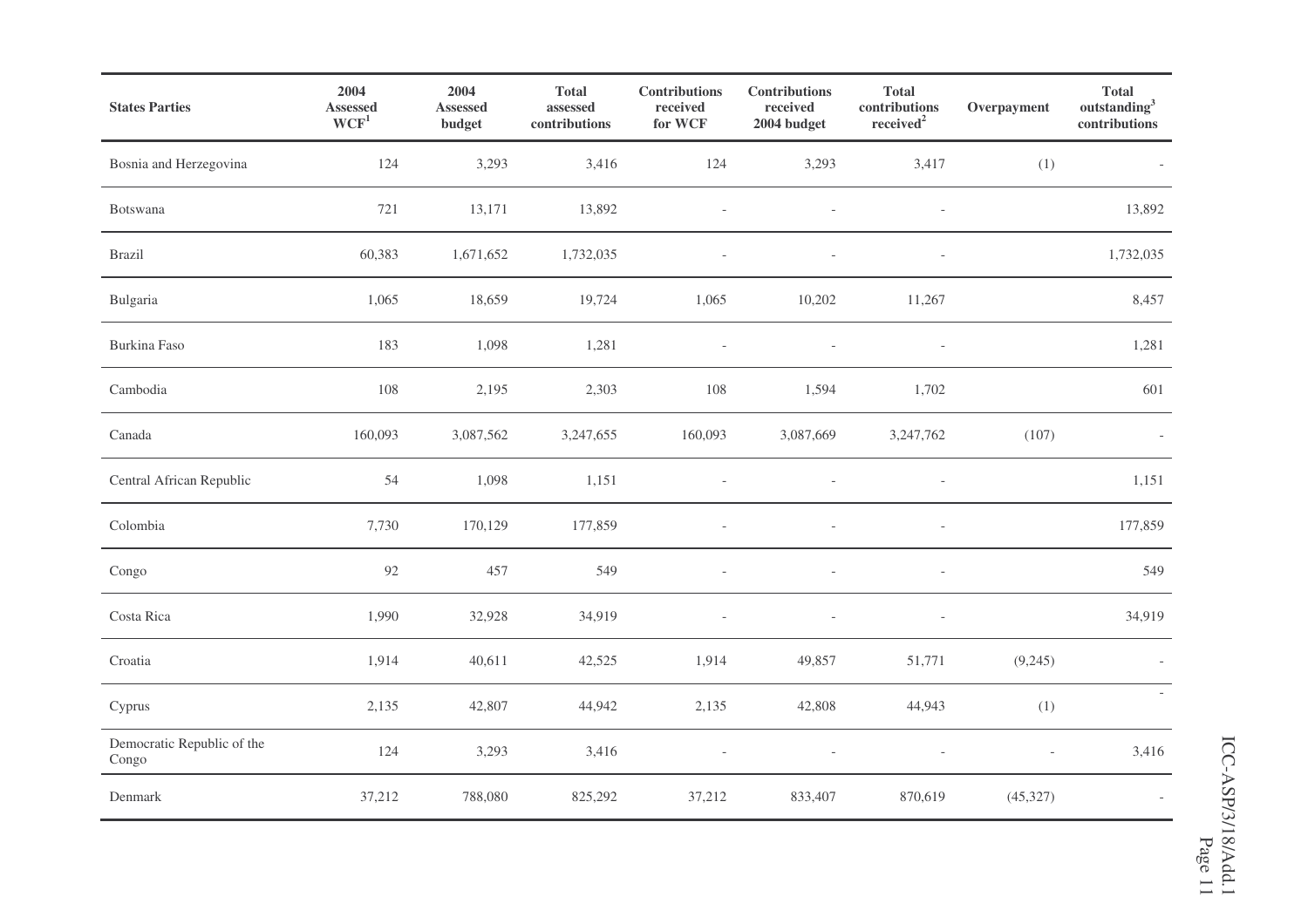| States Parties | 2004 Assessed WCF[1] | 2004 Assessed budget | Total assessed contributions | Contributions received for WCF | Contributions received 2004 budget | Total contributions received[2] | Overpayment | Total outstanding[3] contributions |
|---|---|---|---|---|---|---|---|---|
| Bosnia and Herzegovina | 124 | 3,293 | 3,416 | 124 | 3,293 | 3,417 | (1) | - |
| Botswana | 721 | 13,171 | 13,892 | - | - | - | | 13,892 |
| Brazil | 60,383 | 1,671,652 | 1,732,035 | - | - | - | | 1,732,035 |
| Bulgaria | 1,065 | 18,659 | 19,724 | 1,065 | 10,202 | 11,267 | | 8,457 |
| Burkina Faso | 183 | 1,098 | 1,281 | - | - | - | | 1,281 |
| Cambodia | 108 | 2,195 | 2,303 | 108 | 1,594 | 1,702 | | 601 |
| Canada | 160,093 | 3,087,562 | 3,247,655 | 160,093 | 3,087,669 | 3,247,762 | (107) | - |
| Central African Republic | 54 | 1,098 | 1,151 | - | - | - | | 1,151 |
| Colombia | 7,730 | 170,129 | 177,859 | - | - | - | | 177,859 |
| Congo | 92 | 457 | 549 | - | - | - | | 549 |
| Costa Rica | 1,990 | 32,928 | 34,919 | - | - | - | | 34,919 |
| Croatia | 1,914 | 40,611 | 42,525 | 1,914 | 49,857 | 51,771 | (9,245) | - |
| Cyprus | 2,135 | 42,807 | 44,942 | 2,135 | 42,808 | 44,943 | (1) | - |
| Democratic Republic of the Congo | 124 | 3,293 | 3,416 | - | - | - | - | 3,416 |
| Denmark | 37,212 | 788,080 | 825,292 | 37,212 | 833,407 | 870,619 | (45,327) | - |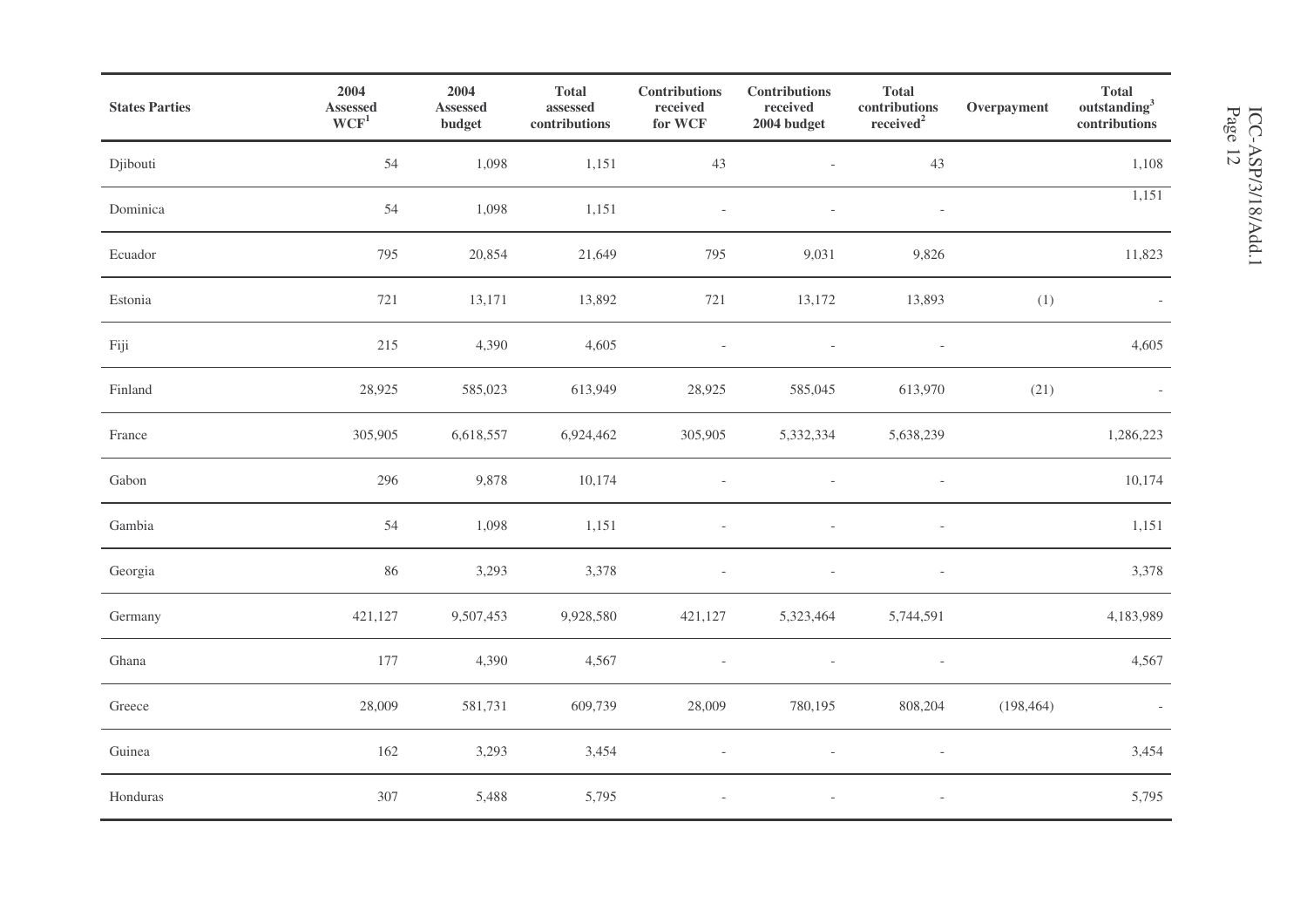| States Parties | 2004 Assessed WCF[1] | 2004 Assessed budget | Total assessed contributions | Contributions received for WCF | Contributions received 2004 budget | Total contributions received[2] | Overpayment | Total outstanding[3] contributions |
|---|---|---|---|---|---|---|---|---|
| Djibouti | 54 | 1,098 | 1,151 | 43 | - | 43 | | 1,108 |
| Dominica | 54 | 1,098 | 1,151 | - | - | - | | 1,151 |
| Ecuador | 795 | 20,854 | 21,649 | 795 | 9,031 | 9,826 | | 11,823 |
| Estonia | 721 | 13,171 | 13,892 | 721 | 13,172 | 13,893 | (1) | - |
| Fiji | 215 | 4,390 | 4,605 | - | - | - | | 4,605 |
| Finland | 28,925 | 585,023 | 613,949 | 28,925 | 585,045 | 613,970 | (21) | - |
| France | 305,905 | 6,618,557 | 6,924,462 | 305,905 | 5,332,334 | 5,638,239 | | 1,286,223 |
| Gabon | 296 | 9,878 | 10,174 | - | - | - | | 10,174 |
| Gambia | 54 | 1,098 | 1,151 | - | - | - | | 1,151 |
| Georgia | 86 | 3,293 | 3,378 | - | - | - | | 3,378 |
| Germany | 421,127 | 9,507,453 | 9,928,580 | 421,127 | 5,323,464 | 5,744,591 | | 4,183,989 |
| Ghana | 177 | 4,390 | 4,567 | - | - | - | | 4,567 |
| Greece | 28,009 | 581,731 | 609,739 | 28,009 | 780,195 | 808,204 | (198,464) | - |
| Guinea | 162 | 3,293 | 3,454 | - | - | - | | 3,454 |
| Honduras | 307 | 5,488 | 5,795 | - | - | - | | 5,795 |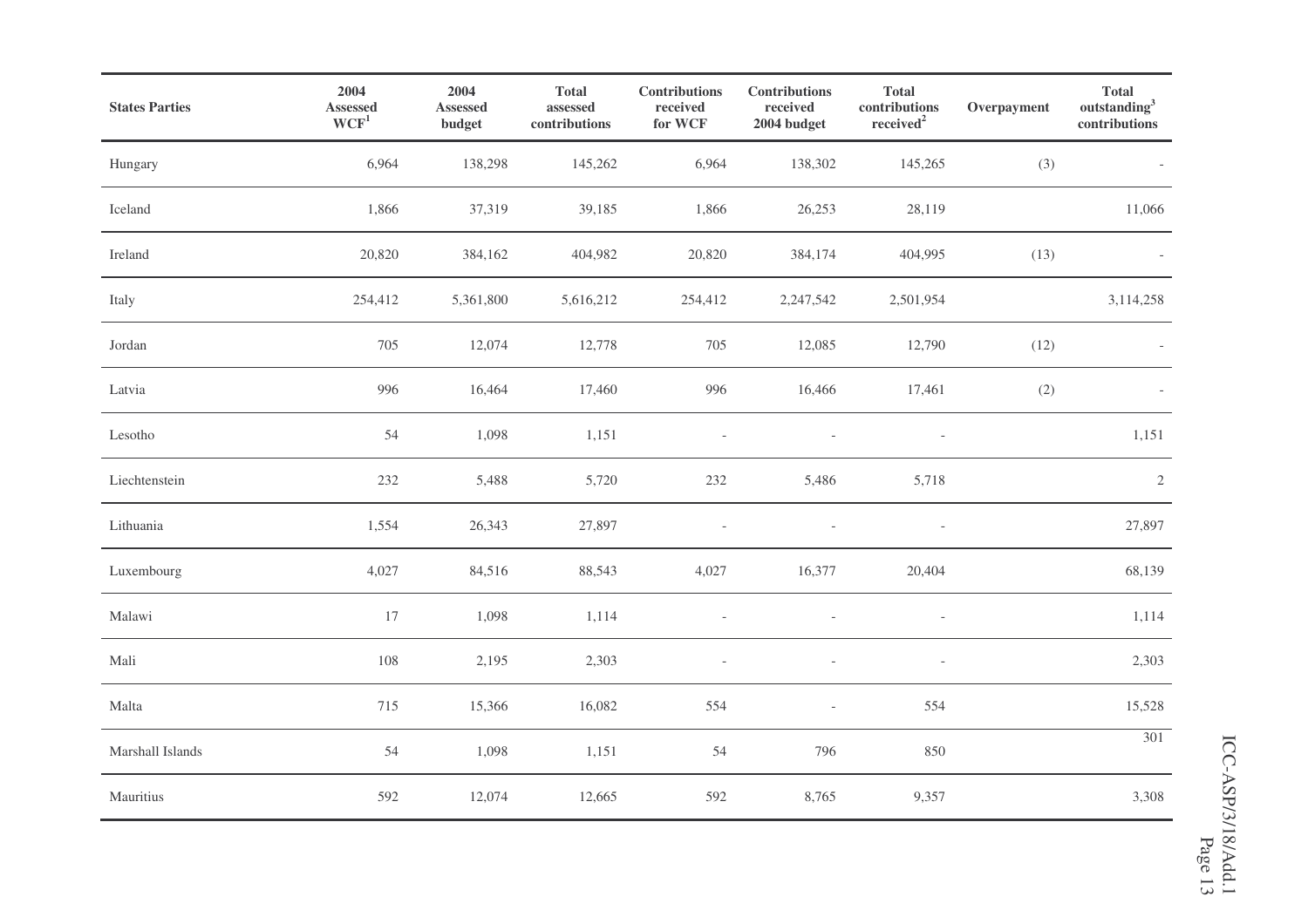| States Parties | 2004 Assessed WCF[1] | 2004 Assessed budget | Total assessed contributions | Contributions received for WCF | Contributions received 2004 budget | Total contributions received[2] | Overpayment | Total outstanding[3] contributions |
|---|---|---|---|---|---|---|---|---|
| Hungary | 6,964 | 138,298 | 145,262 | 6,964 | 138,302 | 145,265 | (3) | - |
| Iceland | 1,866 | 37,319 | 39,185 | 1,866 | 26,253 | 28,119 | | 11,066 |
| Ireland | 20,820 | 384,162 | 404,982 | 20,820 | 384,174 | 404,995 | (13) | - |
| Italy | 254,412 | 5,361,800 | 5,616,212 | 254,412 | 2,247,542 | 2,501,954 | | 3,114,258 |
| Jordan | 705 | 12,074 | 12,778 | 705 | 12,085 | 12,790 | (12) | - |
| Latvia | 996 | 16,464 | 17,460 | 996 | 16,466 | 17,461 | (2) | - |
| Lesotho | 54 | 1,098 | 1,151 | - | - | - | | 1,151 |
| Liechtenstein | 232 | 5,488 | 5,720 | 232 | 5,486 | 5,718 | | 2 |
| Lithuania | 1,554 | 26,343 | 27,897 | - | - | - | | 27,897 |
| Luxembourg | 4,027 | 84,516 | 88,543 | 4,027 | 16,377 | 20,404 | | 68,139 |
| Malawi | 17 | 1,098 | 1,114 | - | - | - | | 1,114 |
| Mali | 108 | 2,195 | 2,303 | - | - | - | | 2,303 |
| Malta | 715 | 15,366 | 16,082 | 554 | - | 554 | | 15,528 |
| Marshall Islands | 54 | 1,098 | 1,151 | 54 | 796 | 850 | | 301 |
| Mauritius | 592 | 12,074 | 12,665 | 592 | 8,765 | 9,357 | | 3,308 |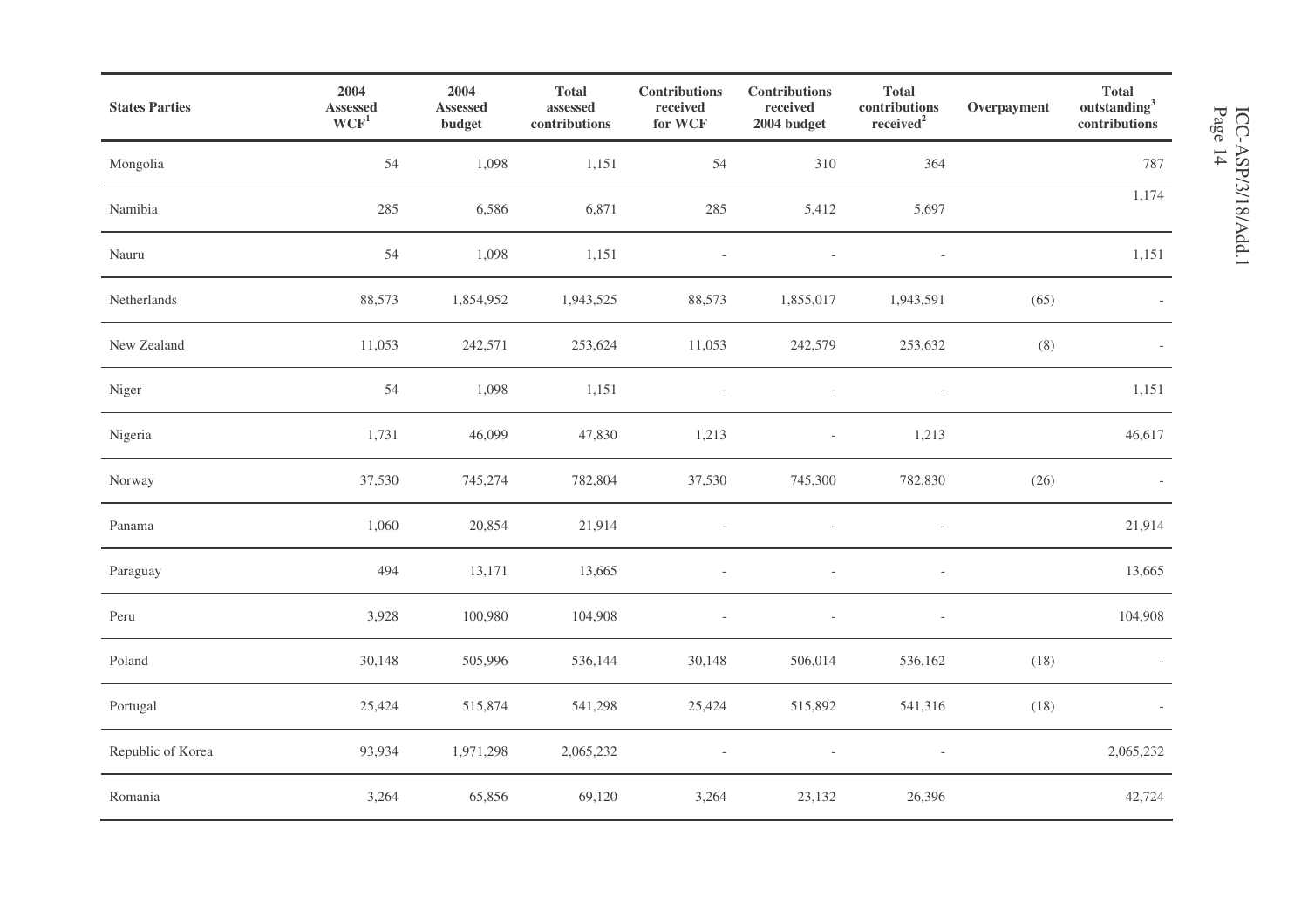| States Parties | 2004 Assessed WCF[1] | 2004 Assessed budget | Total assessed contributions | Contributions received for WCF | Contributions received 2004 budget | Total contributions received[2] | Overpayment | Total outstanding[3] contributions |
|---|---|---|---|---|---|---|---|---|
| Mongolia | 54 | 1,098 | 1,151 | 54 | 310 | 364 | | 787 |
| Namibia | 285 | 6,586 | 6,871 | 285 | 5,412 | 5,697 | | 1,174 |
| Nauru | 54 | 1,098 | 1,151 | - | - | - | | 1,151 |
| Netherlands | 88,573 | 1,854,952 | 1,943,525 | 88,573 | 1,855,017 | 1,943,591 | (65) | - |
| New Zealand | 11,053 | 242,571 | 253,624 | 11,053 | 242,579 | 253,632 | (8) | - |
| Niger | 54 | 1,098 | 1,151 | - | - | - | | 1,151 |
| Nigeria | 1,731 | 46,099 | 47,830 | 1,213 | - | 1,213 | | 46,617 |
| Norway | 37,530 | 745,274 | 782,804 | 37,530 | 745,300 | 782,830 | (26) | - |
| Panama | 1,060 | 20,854 | 21,914 | - | - | - | | 21,914 |
| Paraguay | 494 | 13,171 | 13,665 | - | - | - | | 13,665 |
| Peru | 3,928 | 100,980 | 104,908 | - | - | - | | 104,908 |
| Poland | 30,148 | 505,996 | 536,144 | 30,148 | 506,014 | 536,162 | (18) | - |
| Portugal | 25,424 | 515,874 | 541,298 | 25,424 | 515,892 | 541,316 | (18) | - |
| Republic of Korea | 93,934 | 1,971,298 | 2,065,232 | - | - | - | | 2,065,232 |
| Romania | 3,264 | 65,856 | 69,120 | 3,264 | 23,132 | 26,396 | | 42,724 |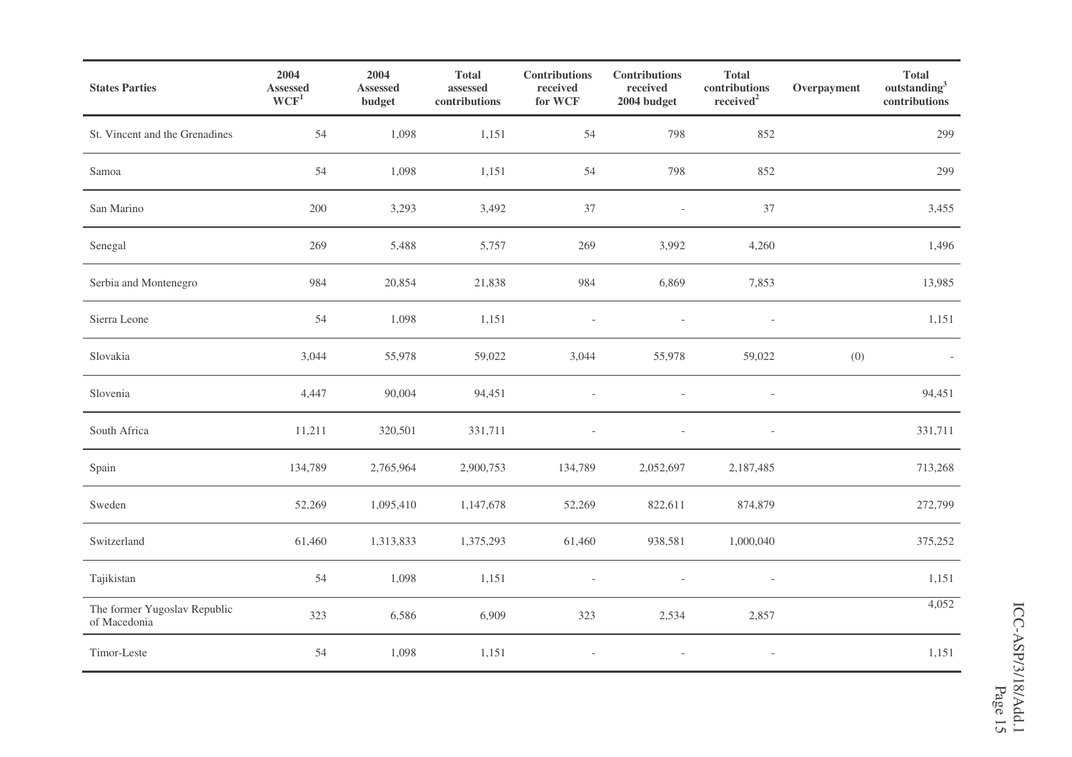| States Parties | 2004 Assessed WCF[1] | 2004 Assessed budget | Total assessed contributions | Contributions received for WCF | Contributions received 2004 budget | Total contributions received[2] | Overpayment | Total outstanding[3] contributions |
|---|---|---|---|---|---|---|---|---|
| St. Vincent and the Grenadines | 54 | 1,098 | 1,151 | 54 | 798 | 852 | | 299 |
| Samoa | 54 | 1,098 | 1,151 | 54 | 798 | 852 | | 299 |
| San Marino | 200 | 3,293 | 3,492 | 37 | - | 37 | | 3,455 |
| Senegal | 269 | 5,488 | 5,757 | 269 | 3,992 | 4,260 | | 1,496 |
| Serbia and Montenegro | 984 | 20,854 | 21,838 | 984 | 6,869 | 7,853 | | 13,985 |
| Sierra Leone | 54 | 1,098 | 1,151 | - | - | - | | 1,151 |
| Slovakia | 3,044 | 55,978 | 59,022 | 3,044 | 55,978 | 59,022 | (0) | - |
| Slovenia | 4,447 | 90,004 | 94,451 | - | - | - | | 94,451 |
| South Africa | 11,211 | 320,501 | 331,711 | - | - | - | | 331,711 |
| Spain | 134,789 | 2,765,964 | 2,900,753 | 134,789 | 2,052,697 | 2,187,485 | | 713,268 |
| Sweden | 52,269 | 1,095,410 | 1,147,678 | 52,269 | 822,611 | 874,879 | | 272,799 |
| Switzerland | 61,460 | 1,313,833 | 1,375,293 | 61,460 | 938,581 | 1,000,040 | | 375,252 |
| Tajikistan | 54 | 1,098 | 1,151 | - | - | - | | 1,151 |
| The former Yugoslav Republic of Macedonia | 323 | 6,586 | 6,909 | 323 | 2,534 | 2,857 | | 4,052 |
| Timor-Leste | 54 | 1,098 | 1,151 | - | - | - | | 1,151 |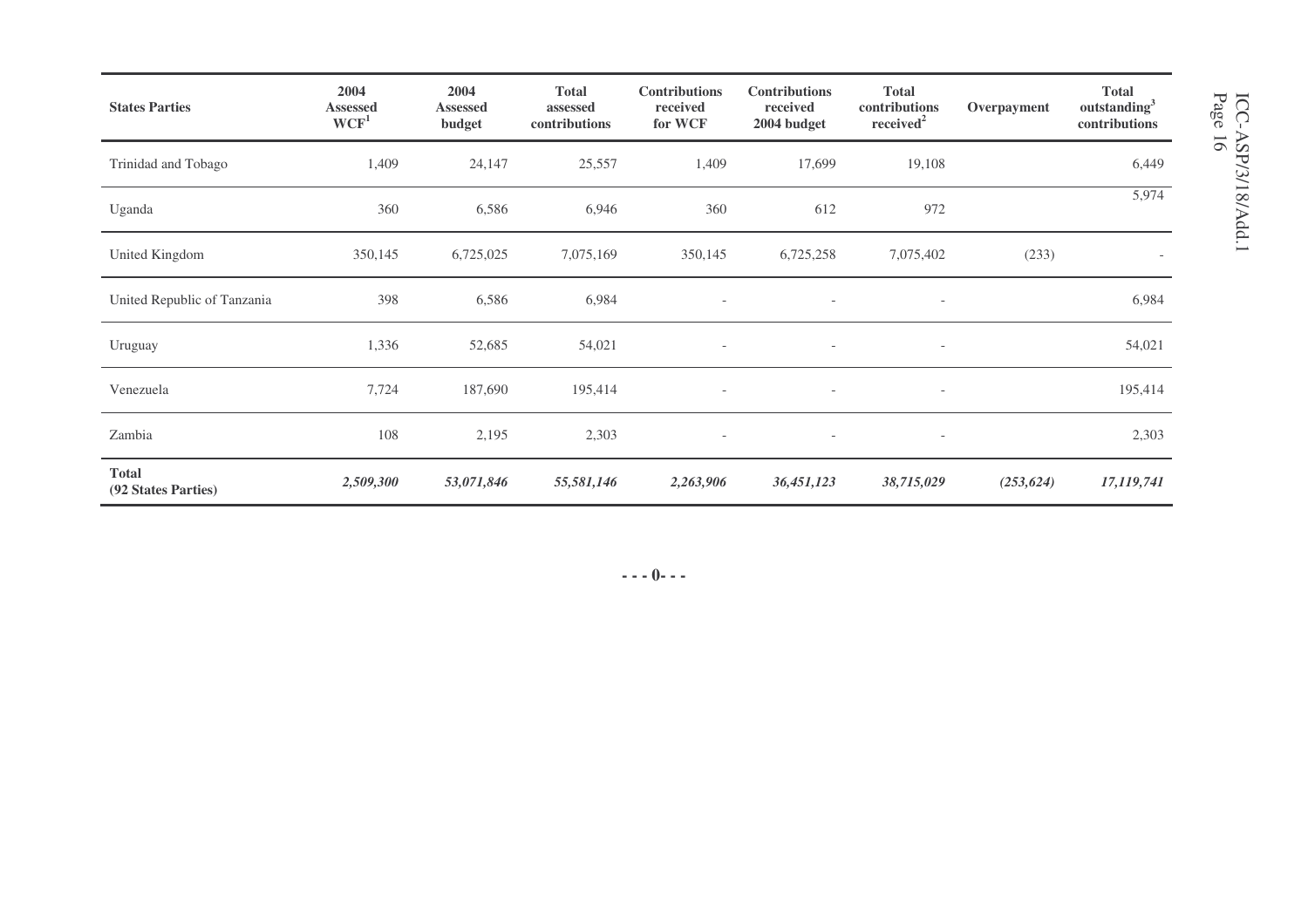| States Parties | 2004 Assessed WCF[1] | 2004 Assessed budget | Total assessed contributions | Contributions received for WCF | Contributions received 2004 budget | Total contributions received[2] | Overpayment | Total outstanding[3] contributions |
|---|---|---|---|---|---|---|---|---|
| Trinidad and Tobago | 1,409 | 24,147 | 25,557 | 1,409 | 17,699 | 19,108 | | 6,449 |
| Uganda | 360 | 6,586 | 6,946 | 360 | 612 | 972 | | 5,974 |
| United Kingdom | 350,145 | 6,725,025 | 7,075,169 | 350,145 | 6,725,258 | 7,075,402 | (233) | - |
| United Republic of Tanzania | 398 | 6,586 | 6,984 | - | - | - | | 6,984 |
| Uruguay | 1,336 | 52,685 | 54,021 | - | - | - | | 54,021 |
| Venezuela | 7,724 | 187,690 | 195,414 | - | - | - | | 195,414 |
| Zambia | 108 | 2,195 | 2,303 | - | - | - | | 2,303 |
| **Total (92 States Parties)** | ***2,509,300*** | ***53,071,846*** | ***55,581,146*** | ***2,263,906*** | ***36,451,123*** | ***38,715,029*** | ***(253,624)*** | ***17,119,741*** |

- - - 0- - -